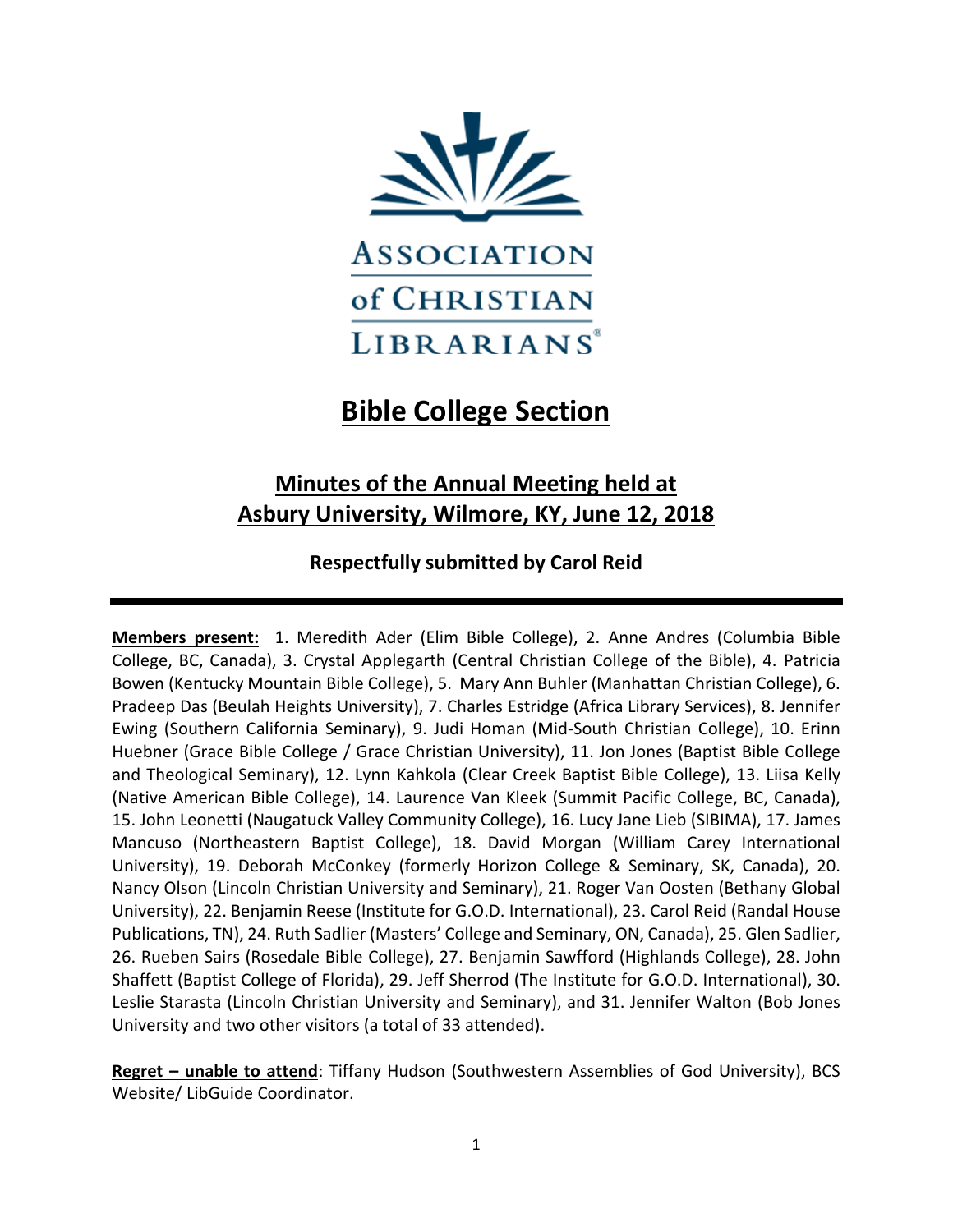ASSOCIATION of CHRISTIAN LIBRARIANS®

# Bible College Section

## Minutes of the Annual Meeting held at Asbury University, Wilmore, KY, June 12, 2018

**Respectfully submitted by Carol Reid**

---

**Members present:** 1. Meredith Ader (Elim Bible College), 2. Anne Andres (Columbia Bible College, BC, Canada), 3. Crystal Applegarth (Central Christian College of the Bible), 4. Patricia Bowen (Kentucky Mountain Bible College), 5. Mary Ann Buhler (Manhattan Christian College), 6. Pradeep Das (Beulah Heights University), 7. Charles Estridge (Africa Library Services), 8. Jennifer Ewing (Southern California Seminary), 9. Judi Homan (Mid-South Christian College), 10. Erinn Huebner (Grace Bible College / Grace Christian University), 11. Jon Jones (Baptist Bible College and Theological Seminary), 12. Lynn Kahkola (Clear Creek Baptist Bible College), 13. Liisa Kelly (Native American Bible College), 14. Laurence Van Kleek (Summit Pacific College, BC, Canada), 15. John Leonetti (Naugatuck Valley Community College), 16. Lucy Jane Lieb (SIBIMA), 17. James Mancuso (Northeastern Baptist College), 18. David Morgan (William Carey International University), 19. Deborah McConkey (formerly Horizon College & Seminary, SK, Canada), 20. Nancy Olson (Lincoln Christian University and Seminary), 21. Roger Van Oosten (Bethany Global University), 22. Benjamin Reese (Institute for G.O.D. International), 23. Carol Reid (Randal House Publications, TN), 24. Ruth Sadlier (Masters' College and Seminary, ON, Canada), 25. Glen Sadlier, 26. Rueben Sairs (Rosedale Bible College), 27. Benjamin Sawfford (Highlands College), 28. John Shaffett (Baptist College of Florida), 29. Jeff Sherrod (The Institute for G.O.D. International), 30. Leslie Starasta (Lincoln Christian University and Seminary), and 31. Jennifer Walton (Bob Jones University and two other visitors (a total of 33 attended).

**Regret – unable to attend**: Tiffany Hudson (Southwestern Assemblies of God University), BCS Website/ LibGuide Coordinator.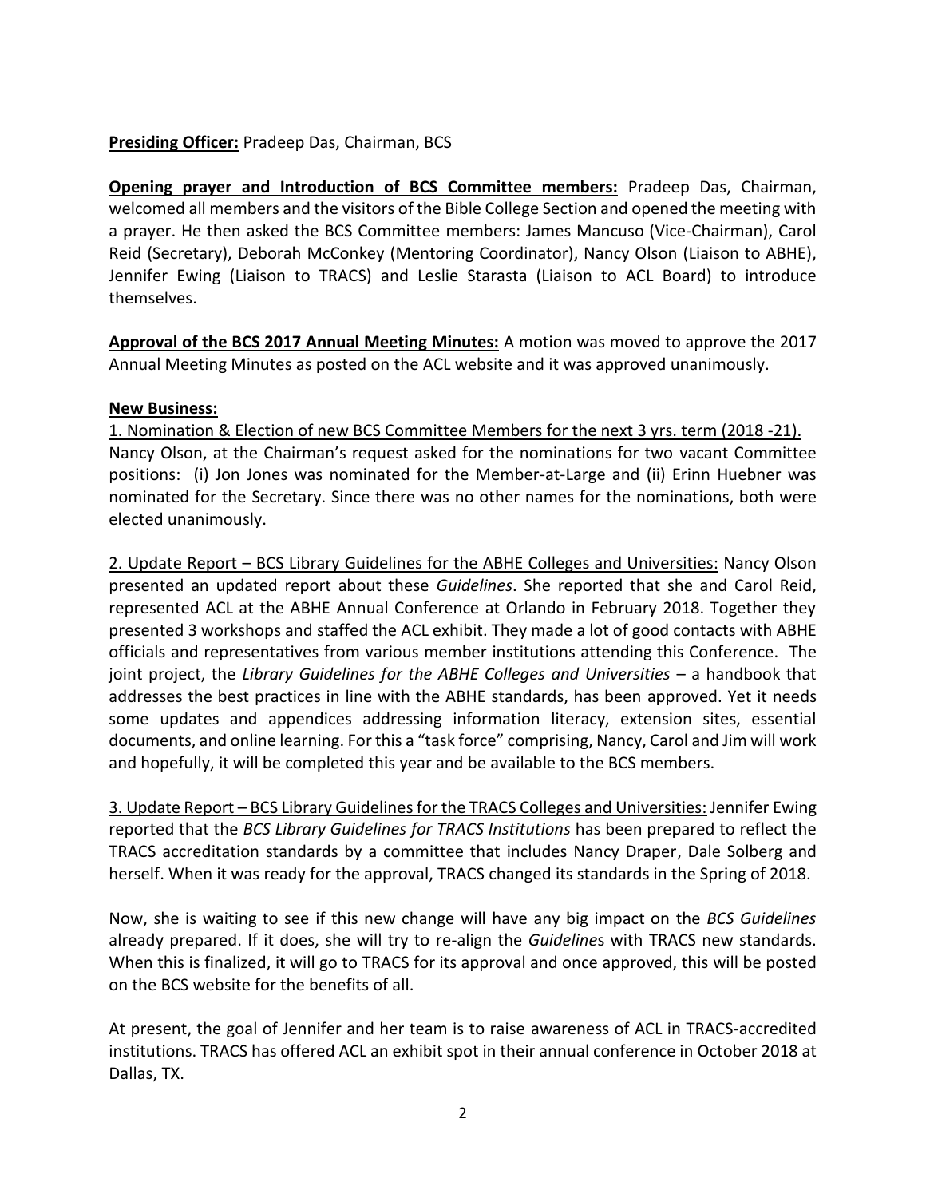**Presiding Officer:** Pradeep Das, Chairman, BCS

**Opening prayer and Introduction of BCS Committee members:** Pradeep Das, Chairman, welcomed all members and the visitors of the Bible College Section and opened the meeting with a prayer. He then asked the BCS Committee members: James Mancuso (Vice-Chairman), Carol Reid (Secretary), Deborah McConkey (Mentoring Coordinator), Nancy Olson (Liaison to ABHE), Jennifer Ewing (Liaison to TRACS) and Leslie Starasta (Liaison to ACL Board) to introduce themselves.

**Approval of the BCS 2017 Annual Meeting Minutes:** A motion was moved to approve the 2017 Annual Meeting Minutes as posted on the ACL website and it was approved unanimously.

**New Business:**

<u>1. Nomination & Election of new BCS Committee Members for the next 3 yrs. term (2018 -21).</u> Nancy Olson, at the Chairman's request asked for the nominations for two vacant Committee positions: (i) Jon Jones was nominated for the Member-at-Large and (ii) Erinn Huebner was nominated for the Secretary. Since there was no other names for the nominations, both were elected unanimously.

<u>2. Update Report – BCS Library Guidelines for the ABHE Colleges and Universities:</u> Nancy Olson presented an updated report about these *Guidelines*. She reported that she and Carol Reid, represented ACL at the ABHE Annual Conference at Orlando in February 2018. Together they presented 3 workshops and staffed the ACL exhibit. They made a lot of good contacts with ABHE officials and representatives from various member institutions attending this Conference. The joint project, the *Library Guidelines for the ABHE Colleges and Universities* – a handbook that addresses the best practices in line with the ABHE standards, has been approved. Yet it needs some updates and appendices addressing information literacy, extension sites, essential documents, and online learning. For this a "task force" comprising, Nancy, Carol and Jim will work and hopefully, it will be completed this year and be available to the BCS members.

<u>3. Update Report – BCS Library Guidelines for the TRACS Colleges and Universities:</u> Jennifer Ewing reported that the *BCS Library Guidelines for TRACS Institutions* has been prepared to reflect the TRACS accreditation standards by a committee that includes Nancy Draper, Dale Solberg and herself. When it was ready for the approval, TRACS changed its standards in the Spring of 2018.

Now, she is waiting to see if this new change will have any big impact on the *BCS Guidelines* already prepared. If it does, she will try to re-align the *Guideline*s with TRACS new standards. When this is finalized, it will go to TRACS for its approval and once approved, this will be posted on the BCS website for the benefits of all.

At present, the goal of Jennifer and her team is to raise awareness of ACL in TRACS-accredited institutions. TRACS has offered ACL an exhibit spot in their annual conference in October 2018 at Dallas, TX.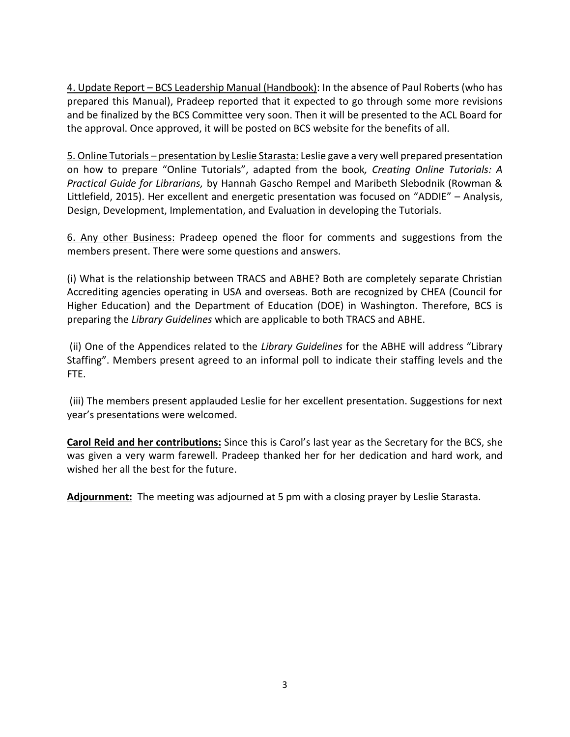4. Update Report – BCS Leadership Manual (Handbook): In the absence of Paul Roberts (who has prepared this Manual), Pradeep reported that it expected to go through some more revisions and be finalized by the BCS Committee very soon. Then it will be presented to the ACL Board for the approval. Once approved, it will be posted on BCS website for the benefits of all.

5. Online Tutorials – presentation by Leslie Starasta: Leslie gave a very well prepared presentation on how to prepare "Online Tutorials", adapted from the book*, Creating Online Tutorials: A Practical Guide for Librarians,* by Hannah Gascho Rempel and Maribeth Slebodnik (Rowman & Littlefield, 2015). Her excellent and energetic presentation was focused on "ADDIE" – Analysis, Design, Development, Implementation, and Evaluation in developing the Tutorials.

6. Any other Business: Pradeep opened the floor for comments and suggestions from the members present. There were some questions and answers.

(i) What is the relationship between TRACS and ABHE? Both are completely separate Christian Accrediting agencies operating in USA and overseas. Both are recognized by CHEA (Council for Higher Education) and the Department of Education (DOE) in Washington. Therefore, BCS is preparing the *Library Guidelines* which are applicable to both TRACS and ABHE.

(ii) One of the Appendices related to the *Library Guidelines* for the ABHE will address "Library Staffing". Members present agreed to an informal poll to indicate their staffing levels and the FTE.

(iii) The members present applauded Leslie for her excellent presentation. Suggestions for next year's presentations were welcomed.

**Carol Reid and her contributions:** Since this is Carol's last year as the Secretary for the BCS, she was given a very warm farewell. Pradeep thanked her for her dedication and hard work, and wished her all the best for the future.

**Adjournment:** The meeting was adjourned at 5 pm with a closing prayer by Leslie Starasta.